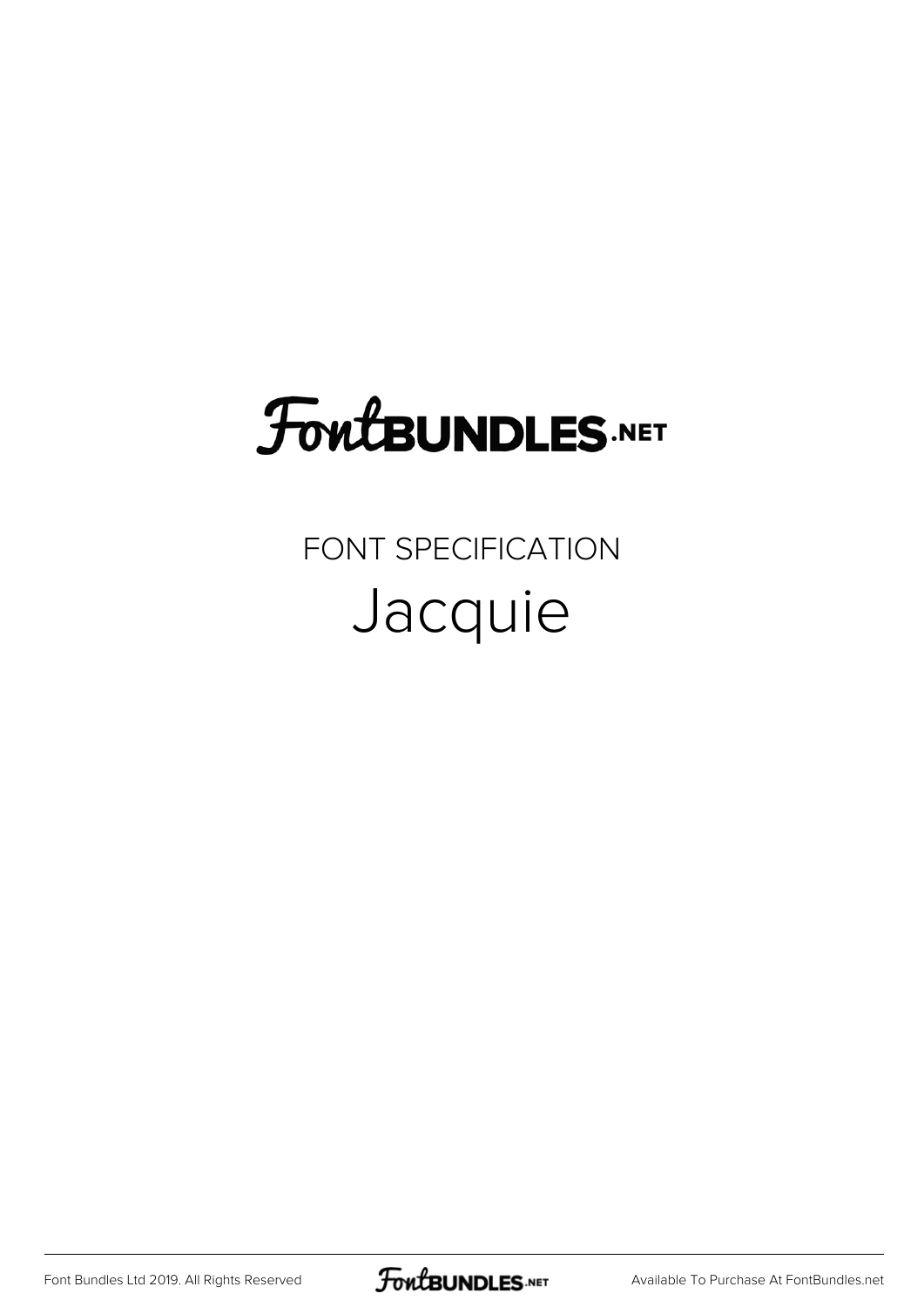FontBUNDLES.NET

FONT SPECIFICATION

# Jacquie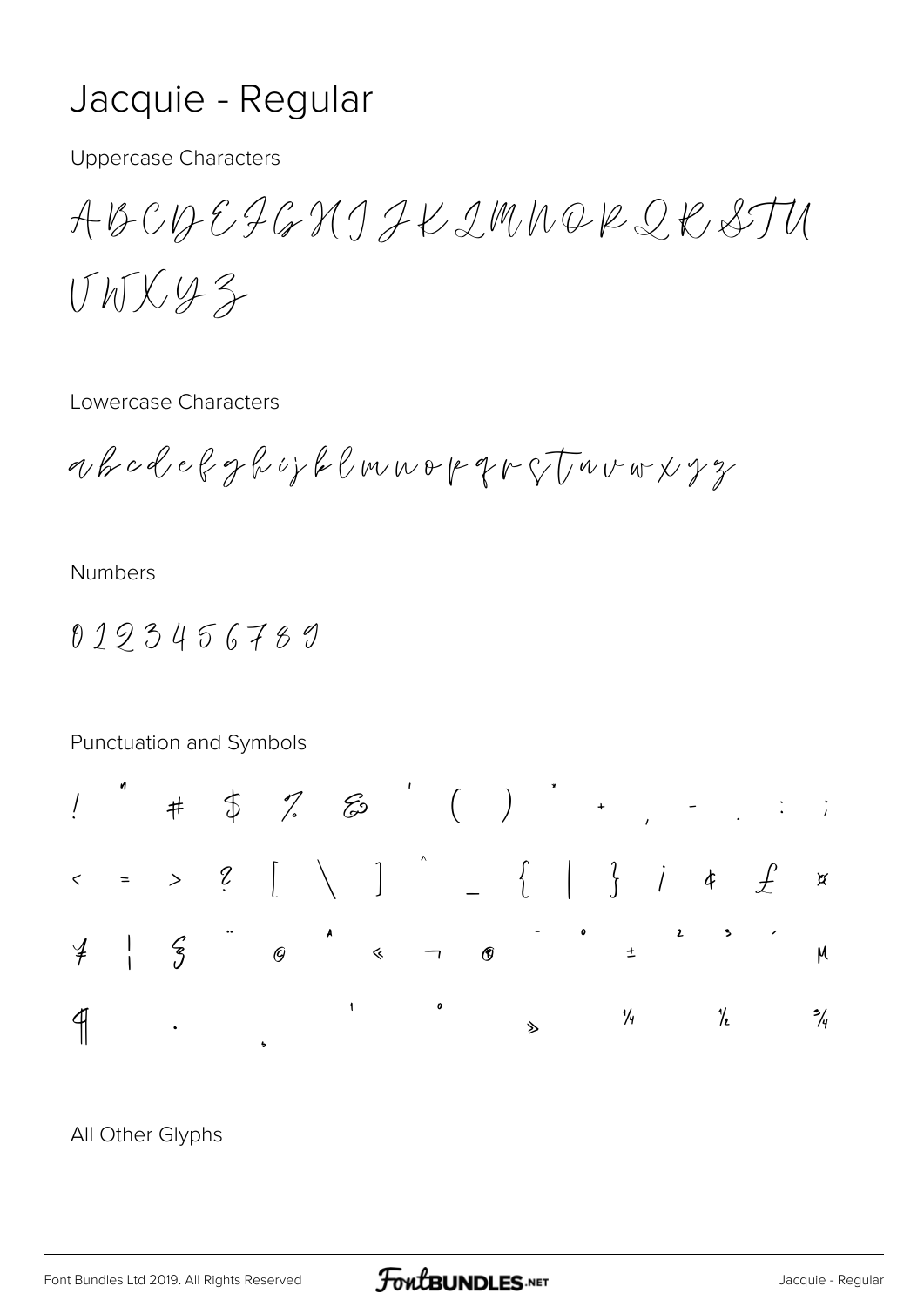# Jacquie - Regular

Uppercase Characters

ABCDEFGHIJKLMNOPQRSTU
VWXYZ

Lowercase Characters

abcdefghijklmnopqrstuvwxyz

Numbers

0123456789

Punctuation and Symbols

! " # $ % & ' ( ) * + , - . : ;
< = > ? [ \ ] ^ _ { | } ¡ ¢ £ ¤
¥ ¦ § ¨ © ª « ¬ ® ¯ ° ± ² ³ ´ µ
¶ · ¸ ¹ º » ¼ ½ ¾

All Other Glyphs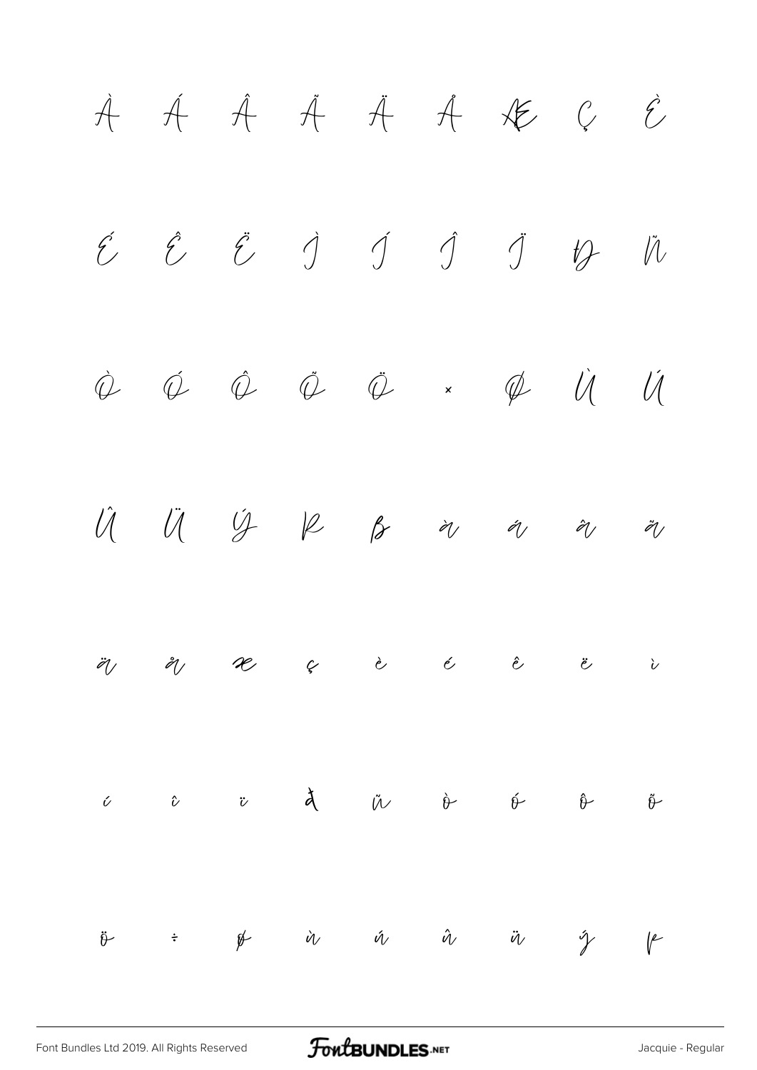À Á Â Ã Ä Å Æ Ç È

É Ê Ë Ì Í Î Ï Ð Ñ

Ò Ó Ô Õ Ö × Ø Ù Ú

Û Ü Ý Þ ß à á â ã

ä å æ ç è é ê ë ì

í î ï ð ñ ò ó ô õ

ö ÷ ø ù ú û ü ý þ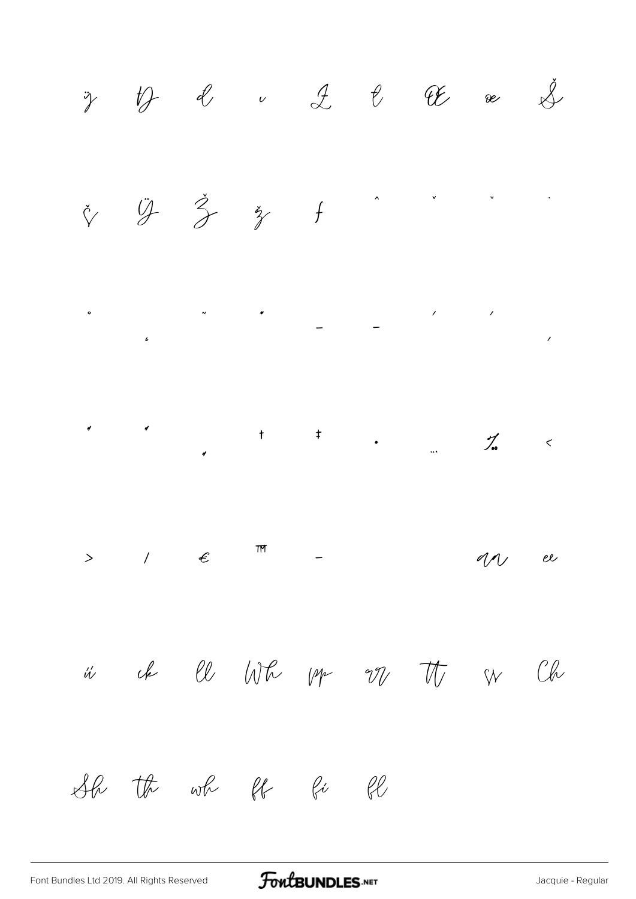ÿ Ŧ đ ı Ł ł Œ œ Š

š Ÿ Ž ž ƒ ˆ ˇ ˘ ˙

˚ ˛ ˜ ˝ – — ' ' ‚

" " „ † ‡ • … ‰ ‹

› ⁄ € ™ −         aa ee

ii ck ll Wh pp rr tt ss Ch

Sh th wh ff fi fl